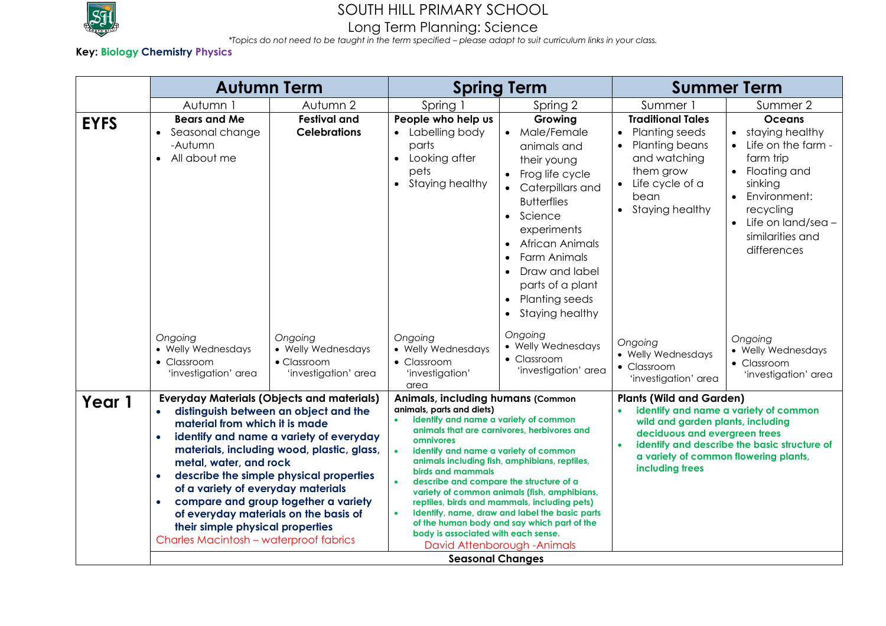# SOUTH HILL PRIMARY SCHOOL

## Long Term Planning: Science

*\*Topics do not need to be taught in the term specified – please adapt to suit curriculum links in your class.*

**Key:** Biology Chemistry Physics

| | **Autumn Term** | | **Spring Term** | | **Summer Term** | |
|---|---|---|---|---|---|---|
| | Autumn 1 | Autumn 2 | Spring 1 | Spring 2 | Summer 1 | Summer 2 |
| **EYFS** | **Bears and Me**<br>• Seasonal change -Autumn<br>• All about me<br><br>*Ongoing*<br>• Welly Wednesdays<br>• Classroom 'investigation' area | **Festival and Celebrations**<br><br>*Ongoing*<br>• Welly Wednesdays<br>• Classroom 'investigation' area | **People who help us**<br>• Labelling body parts<br>• Looking after pets<br>• Staying healthy<br><br>*Ongoing*<br>• Welly Wednesdays<br>• Classroom 'investigation' area | **Growing**<br>• Male/Female animals and their young<br>• Frog life cycle<br>• Caterpillars and Butterflies<br>• Science experiments<br>• African Animals<br>• Farm Animals<br>• Draw and label parts of a plant<br>• Planting seeds<br>• Staying healthy<br><br>*Ongoing*<br>• Welly Wednesdays<br>• Classroom 'investigation' area | **Traditional Tales**<br>• Planting seeds<br>• Planting beans and watching them grow<br>• Life cycle of a bean<br>• Staying healthy<br><br>*Ongoing*<br>• Welly Wednesdays<br>• Classroom 'investigation' area | **Oceans**<br>• staying healthy<br>• Life on the farm - farm trip<br>• Floating and sinking<br>• Environment: recycling<br>• Life on land/sea – similarities and differences<br><br>*Ongoing*<br>• Welly Wednesdays<br>• Classroom 'investigation' area |
| **Year 1** | **Everyday Materials (Objects and materials)**<br>• **distinguish between an object and the material from which it is made**<br>• **identify and name a variety of everyday materials, including wood, plastic, glass, metal, water, and rock**<br>• **describe the simple physical properties of a variety of everyday materials**<br>• **compare and group together a variety of everyday materials on the basis of their simple physical properties**<br>Charles Macintosh – waterproof fabrics | | **Animals, including humans (Common animals, parts and diets)**<br>• **identify and name a variety of common animals that are carnivores, herbivores and omnivores**<br>• **identify and name a variety of common animals including fish, amphibians, reptiles, birds and mammals**<br>• **describe and compare the structure of a variety of common animals (fish, amphibians, reptiles, birds and mammals, including pets)**<br>• **Identify, name, draw and label the basic parts of the human body and say which part of the body is associated with each sense.**<br>David Attenborough -Animals | | **Plants (Wild and Garden)**<br>• **identify and name a variety of common wild and garden plants, including deciduous and evergreen trees**<br>• **identify and describe the basic structure of a variety of common flowering plants, including trees** | |
| | **Seasonal Changes** | | | | | |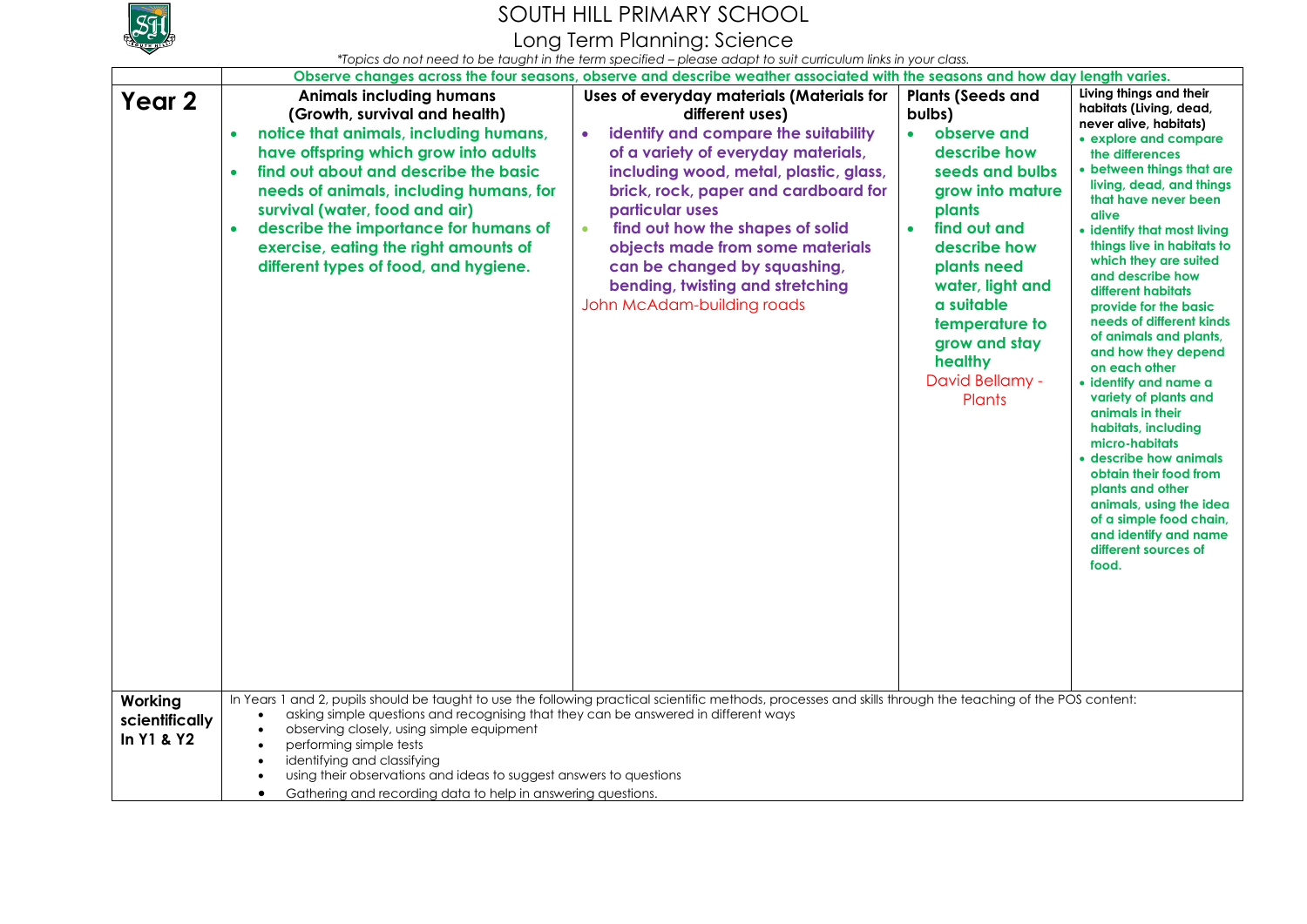# SOUTH HILL PRIMARY SCHOOL

## Long Term Planning: Science

*\*Topics do not need to be taught in the term specified – please adapt to suit curriculum links in your class.*

| | | | | |
|---|---|---|---|---|
| | **Observe changes across the four seasons, observe and describe weather associated with the seasons and how day length varies.** | | | |
| **Year 2** | **Animals including humans (Growth, survival and health)**<br>• **notice that animals, including humans, have offspring which grow into adults**<br>• **find out about and describe the basic needs of animals, including humans, for survival (water, food and air)**<br>• **describe the importance for humans of exercise, eating the right amounts of different types of food, and hygiene.** | **Uses of everyday materials (Materials for different uses)**<br>• **identify and compare the suitability of a variety of everyday materials, including wood, metal, plastic, glass, brick, rock, paper and cardboard for particular uses**<br>• **find out how the shapes of solid objects made from some materials can be changed by squashing, bending, twisting and stretching**<br>John McAdam-building roads | **Plants (Seeds and bulbs)**<br>• **observe and describe how seeds and bulbs grow into mature plants**<br>• **find out and describe how plants need water, light and a suitable temperature to grow and stay healthy**<br>David Bellamy - Plants | **Living things and their habitats (Living, dead, never alive, habitats)**<br>• **explore and compare the differences**<br>• **between things that are living, dead, and things that have never been alive**<br>• **identify that most living things live in habitats to which they are suited and describe how different habitats provide for the basic needs of different kinds of animals and plants, and how they depend on each other**<br>• **identify and name a variety of plants and animals in their habitats, including micro-habitats**<br>• **describe how animals obtain their food from plants and other animals, using the idea of a simple food chain, and identify and name different sources of food.** |
| **Working scientifically In Y1 & Y2** | In Years 1 and 2, pupils should be taught to use the following practical scientific methods, processes and skills through the teaching of the POS content:<br>• asking simple questions and recognising that they can be answered in different ways<br>• observing closely, using simple equipment<br>• performing simple tests<br>• identifying and classifying<br>• using their observations and ideas to suggest answers to questions<br>• Gathering and recording data to help in answering questions. | | | |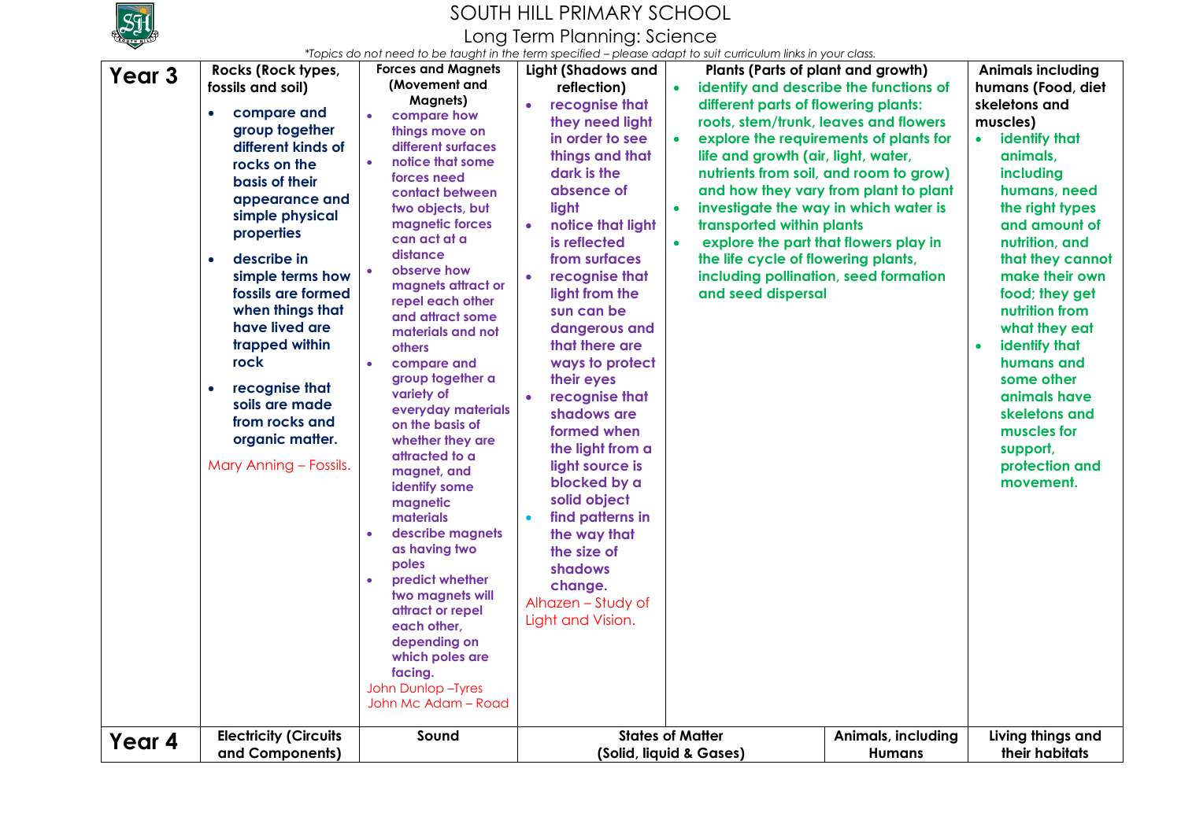# SOUTH HILL PRIMARY SCHOOL

## Long Term Planning: Science

*Topics do not need to be taught in the term specified – please adapt to suit curriculum links in your class.*

| **Year 3** | **Rocks (Rock types, fossils and soil)** | **Forces and Magnets (Movement and Magnets)** | **Light (Shadows and reflection)** | **Plants (Parts of plant and growth)** | | **Animals including humans (Food, diet skeletons and muscles)** |
|---|---|---|---|---|---|---|
| | • compare and group together different kinds of rocks on the basis of their appearance and simple physical properties<br>• describe in simple terms how fossils are formed when things that have lived are trapped within rock<br>• recognise that soils are made from rocks and organic matter.<br>Mary Anning – Fossils. | • compare how things move on different surfaces<br>• notice that some forces need contact between two objects, but magnetic forces can act at a distance<br>• observe how magnets attract or repel each other and attract some materials and not others<br>• compare and group together a variety of everyday materials on the basis of whether they are attracted to a magnet, and identify some magnetic materials<br>• describe magnets as having two poles<br>• predict whether two magnets will attract or repel each other, depending on which poles are facing.<br>John Dunlop –Tyres<br>John Mc Adam – Road | • recognise that they need light in order to see things and that dark is the absence of light<br>• notice that light is reflected from surfaces<br>• recognise that light from the sun can be dangerous and that there are ways to protect their eyes<br>• recognise that shadows are formed when the light from a light source is blocked by a solid object<br>• find patterns in the way that the size of shadows change.<br>Alhazen – Study of Light and Vision. | • identify and describe the functions of different parts of flowering plants: roots, stem/trunk, leaves and flowers<br>• explore the requirements of plants for life and growth (air, light, water, nutrients from soil, and room to grow) and how they vary from plant to plant<br>• investigate the way in which water is transported within plants<br>• explore the part that flowers play in the life cycle of flowering plants, including pollination, seed formation and seed dispersal | | • identify that animals, including humans, need the right types and amount of nutrition, and that they cannot make their own food; they get nutrition from what they eat<br>• identify that humans and some other animals have skeletons and muscles for support, protection and movement. |
| **Year 4** | **Electricity (Circuits and Components)** | **Sound** | **States of Matter (Solid, liquid & Gases)** | | **Animals, including Humans** | **Living things and their habitats** |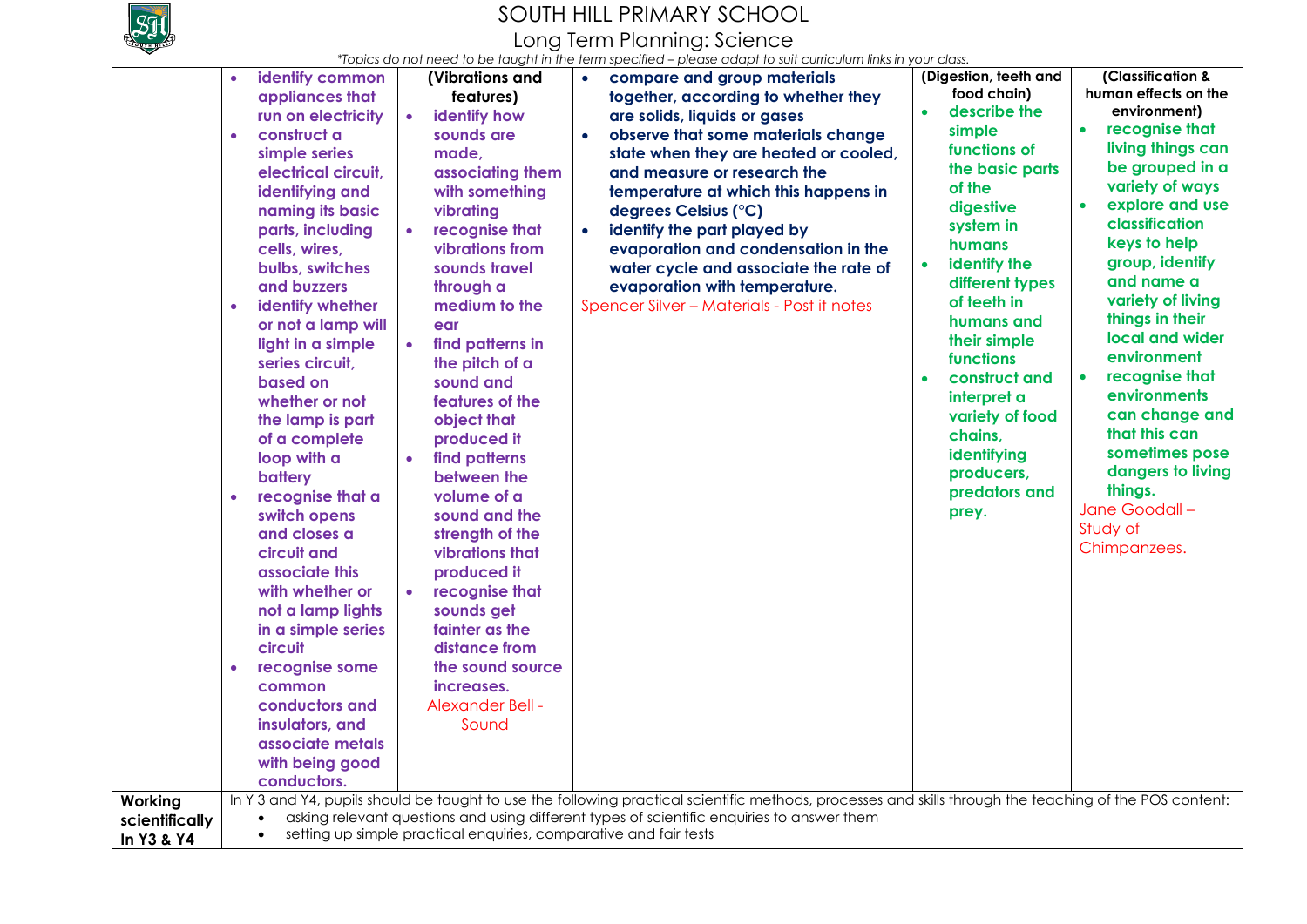# SOUTH HILL PRIMARY SCHOOL

## Long Term Planning: Science

*\*Topics do not need to be taught in the term specified – please adapt to suit curriculum links in your class.*

| | | | | | |
|---|---|---|---|---|---|
| | • identify common appliances that run on electricity<br>• construct a simple series electrical circuit, identifying and naming its basic parts, including cells, wires, bulbs, switches and buzzers<br>• identify whether or not a lamp will light in a simple series circuit, based on whether or not the lamp is part of a complete loop with a battery<br>• recognise that a switch opens and closes a circuit and associate this with whether or not a lamp lights in a simple series circuit<br>• recognise some common conductors and insulators, and associate metals with being good conductors. | **(Vibrations and features)**<br>• identify how sounds are made, associating them with something vibrating<br>• recognise that vibrations from sounds travel through a medium to the ear<br>• find patterns in the pitch of a sound and features of the object that produced it<br>• find patterns between the volume of a sound and the strength of the vibrations that produced it<br>• recognise that sounds get fainter as the distance from the sound source increases.<br>Alexander Bell - Sound | • compare and group materials together, according to whether they are solids, liquids or gases<br>• observe that some materials change state when they are heated or cooled, and measure or research the temperature at which this happens in degrees Celsius (°C)<br>• identify the part played by evaporation and condensation in the water cycle and associate the rate of evaporation with temperature.<br>Spencer Silver – Materials - Post it notes | **(Digestion, teeth and food chain)**<br>• describe the simple functions of the basic parts of the digestive system in humans<br>• identify the different types of teeth in humans and their simple functions<br>• construct and interpret a variety of food chains, identifying producers, predators and prey. | **(Classification & human effects on the environment)**<br>• recognise that living things can be grouped in a variety of ways<br>• explore and use classification keys to help group, identify and name a variety of living things in their local and wider environment<br>• recognise that environments can change and that this can sometimes pose dangers to living things.<br>Jane Goodall – Study of Chimpanzees. |
| **Working scientifically In Y3 & Y4** | In Y 3 and Y4, pupils should be taught to use the following practical scientific methods, processes and skills through the teaching of the POS content:<br>• asking relevant questions and using different types of scientific enquiries to answer them<br>• setting up simple practical enquiries, comparative and fair tests | | | | |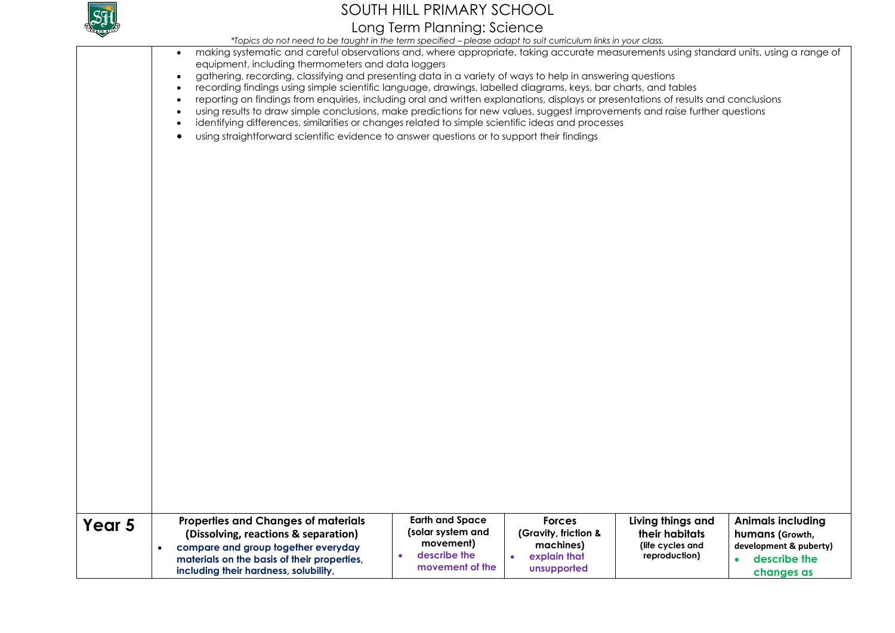# SOUTH HILL PRIMARY SCHOOL

## Long Term Planning: Science

*\*Topics do not need to be taught in the term specified – please adapt to suit curriculum links in your class.*

| | | | | | |
|---|---|---|---|---|---|
| | • making systematic and careful observations and, where appropriate, taking accurate measurements using standard units, using a range of equipment, including thermometers and data loggers<br>• gathering, recording, classifying and presenting data in a variety of ways to help in answering questions<br>• recording findings using simple scientific language, drawings, labelled diagrams, keys, bar charts, and tables<br>• reporting on findings from enquiries, including oral and written explanations, displays or presentations of results and conclusions<br>• using results to draw simple conclusions, make predictions for new values, suggest improvements and raise further questions<br>• identifying differences, similarities or changes related to simple scientific ideas and processes<br>• using straightforward scientific evidence to answer questions or to support their findings | | | | |
| **Year 5** | **Properties and Changes of materials (Dissolving, reactions & separation)**<br>• **compare and group together everyday materials on the basis of their properties, including their hardness, solubility,** | **Earth and Space (solar system and movement)**<br>• **describe the movement of the** | **Forces (Gravity, friction & machines)**<br>• **explain that unsupported** | **Living things and their habitats (life cycles and reproduction)** | **Animals including humans (Growth, development & puberty)**<br>• **describe the changes as** |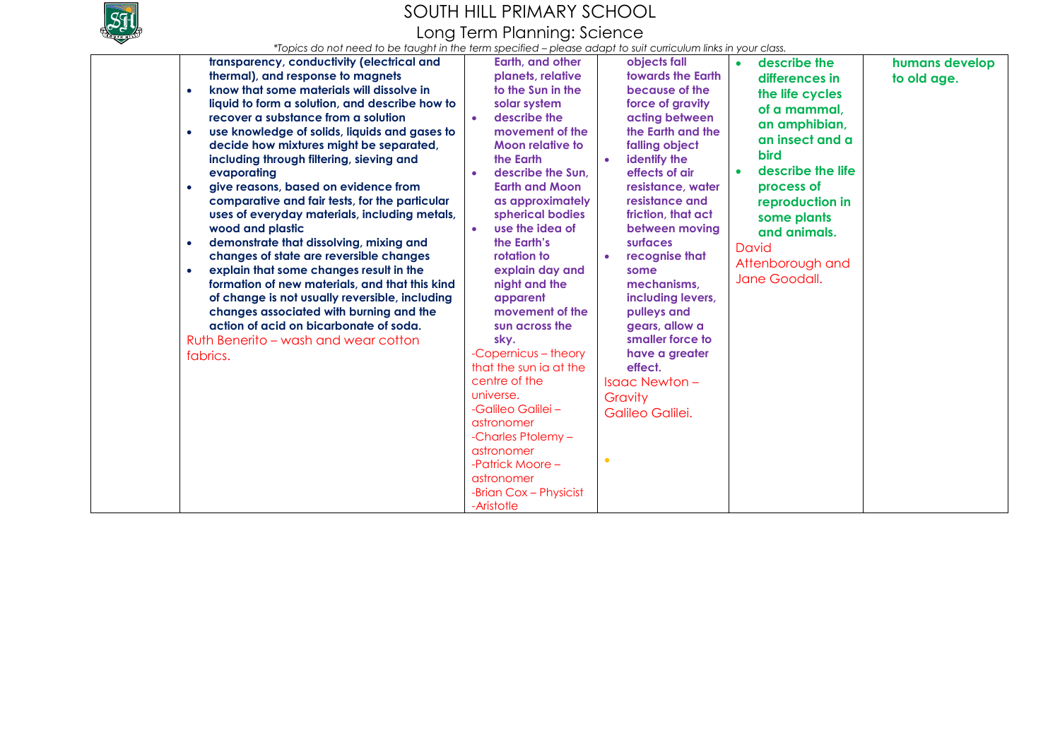# SOUTH HILL PRIMARY SCHOOL

## Long Term Planning: Science

*Topics do not need to be taught in the term specified – please adapt to suit curriculum links in your class.*

| | | | | | |
|---|---|---|---|---|---|
| | **transparency, conductivity (electrical and thermal), and response to magnets**<br>• **know that some materials will dissolve in liquid to form a solution, and describe how to recover a substance from a solution**<br>• **use knowledge of solids, liquids and gases to decide how mixtures might be separated, including through filtering, sieving and evaporating**<br>• **give reasons, based on evidence from comparative and fair tests, for the particular uses of everyday materials, including metals, wood and plastic**<br>• **demonstrate that dissolving, mixing and changes of state are reversible changes**<br>• **explain that some changes result in the formation of new materials, and that this kind of change is not usually reversible, including changes associated with burning and the action of acid on bicarbonate of soda.**<br>Ruth Benerito – wash and wear cotton fabrics. | **Earth, and other planets, relative to the Sun in the solar system**<br>• **describe the movement of the Moon relative to the Earth**<br>• **describe the Sun, Earth and Moon as approximately spherical bodies**<br>• **use the idea of the Earth's rotation to explain day and night and the apparent movement of the sun across the sky.**<br>-Copernicus – theory that the sun ia at the centre of the universe.<br>-Galileo Galilei – astronomer<br>-Charles Ptolemy – astronomer<br>-Patrick Moore – astronomer<br>-Brian Cox – Physicist<br>-Aristotle | **objects fall towards the Earth because of the force of gravity acting between the Earth and the falling object**<br>• **identify the effects of air resistance, water resistance and friction, that act between moving surfaces**<br>• **recognise that some mechanisms, including levers, pulleys and gears, allow a smaller force to have a greater effect.**<br>Isaac Newton – Gravity<br>Galileo Galilei.<br>• | • **describe the differences in the life cycles of a mammal, an amphibian, an insect and a bird**<br>• **describe the life process of reproduction in some plants and animals.**<br>David Attenborough and Jane Goodall. | **humans develop to old age.** |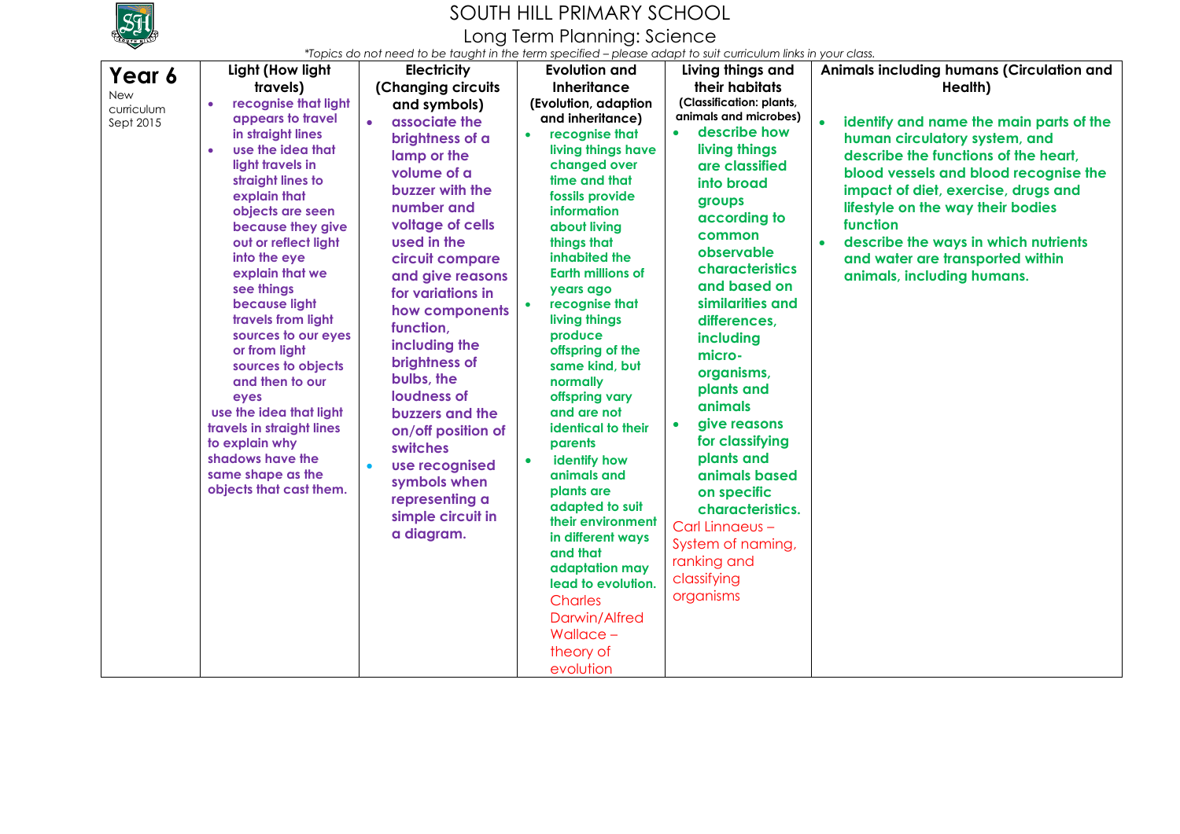# SOUTH HILL PRIMARY SCHOOL

## Long Term Planning: Science

*\*Topics do not need to be taught in the term specified – please adapt to suit curriculum links in your class.*

| Year 6<br>New curriculum Sept 2015 | Light (How light travels) | Electricity (Changing circuits and symbols) | Evolution and Inheritance (Evolution, adaption and inheritance) | Living things and their habitats (Classification: plants, animals and microbes) | Animals including humans (Circulation and Health) |
|---|---|---|---|---|---|
| | • recognise that light appears to travel in straight lines<br>• use the idea that light travels in straight lines to explain that objects are seen because they give out or reflect light into the eye explain that we see things because light travels from light sources to our eyes or from light sources to objects and then to our eyes<br>use the idea that light travels in straight lines to explain why shadows have the same shape as the objects that cast them. | • associate the brightness of a lamp or the volume of a buzzer with the number and voltage of cells used in the circuit compare and give reasons for variations in how components function, including the brightness of bulbs, the loudness of buzzers and the on/off position of switches<br>• use recognised symbols when representing a simple circuit in a diagram. | • recognise that living things have changed over time and that fossils provide information about living things that inhabited the Earth millions of years ago<br>• recognise that living things produce offspring of the same kind, but normally offspring vary and are not identical to their parents<br>• identify how animals and plants are adapted to suit their environment in different ways and that adaptation may lead to evolution.<br>Charles Darwin/Alfred Wallace – theory of evolution | • describe how living things are classified into broad groups according to common observable characteristics and based on similarities and differences, including micro-organisms, plants and animals<br>• give reasons for classifying plants and animals based on specific characteristics.<br>Carl Linnaeus – System of naming, ranking and classifying organisms | • identify and name the main parts of the human circulatory system, and describe the functions of the heart, blood vessels and blood recognise the impact of diet, exercise, drugs and lifestyle on the way their bodies function<br>• describe the ways in which nutrients and water are transported within animals, including humans. |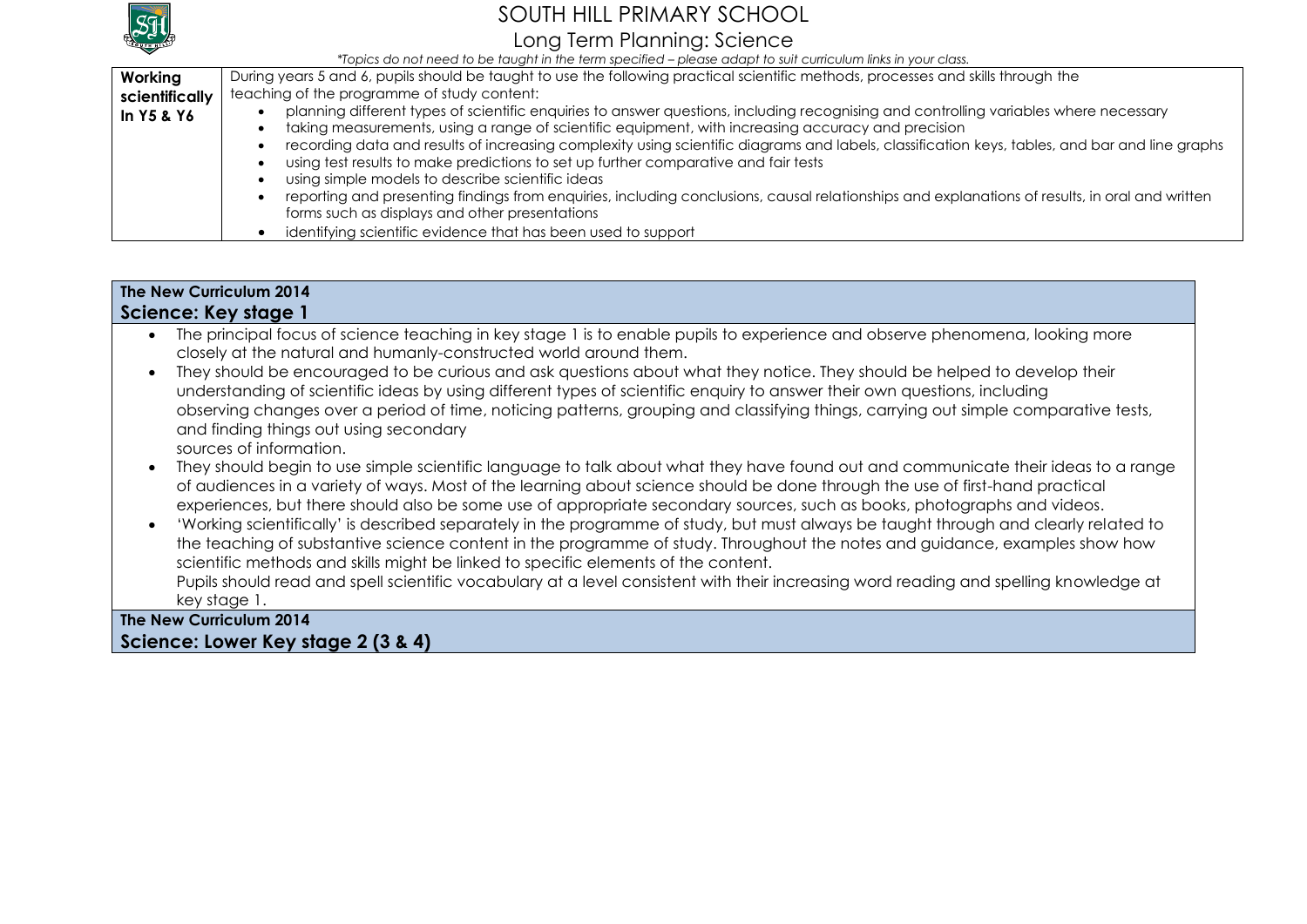| Working scientifically In Y5 & Y6 | During years 5 and 6, pupils should be taught to use the following practical scientific methods, processes and skills through the teaching of the programme of study content:<br>• planning different types of scientific enquiries to answer questions, including recognising and controlling variables where necessary<br>• taking measurements, using a range of scientific equipment, with increasing accuracy and precision<br>• recording data and results of increasing complexity using scientific diagrams and labels, classification keys, tables, and bar and line graphs<br>• using test results to make predictions to set up further comparative and fair tests<br>• using simple models to describe scientific ideas<br>• reporting and presenting findings from enquiries, including conclusions, causal relationships and explanations of results, in oral and written forms such as displays and other presentations<br>• identifying scientific evidence that has been used to support |
|---|---|

| **The New Curriculum 2014**<br>**Science: Key stage 1** |
|---|
| • The principal focus of science teaching in key stage 1 is to enable pupils to experience and observe phenomena, looking more closely at the natural and humanly-constructed world around them.<br>• They should be encouraged to be curious and ask questions about what they notice. They should be helped to develop their understanding of scientific ideas by using different types of scientific enquiry to answer their own questions, including observing changes over a period of time, noticing patterns, grouping and classifying things, carrying out simple comparative tests, and finding things out using secondary sources of information.<br>• They should begin to use simple scientific language to talk about what they have found out and communicate their ideas to a range of audiences in a variety of ways. Most of the learning about science should be done through the use of first-hand practical experiences, but there should also be some use of appropriate secondary sources, such as books, photographs and videos.<br>• 'Working scientifically' is described separately in the programme of study, but must always be taught through and clearly related to the teaching of substantive science content in the programme of study. Throughout the notes and guidance, examples show how scientific methods and skills might be linked to specific elements of the content.<br>Pupils should read and spell scientific vocabulary at a level consistent with their increasing word reading and spelling knowledge at key stage 1. |
| **The New Curriculum 2014**<br>**Science: Lower Key stage 2 (3 & 4)** |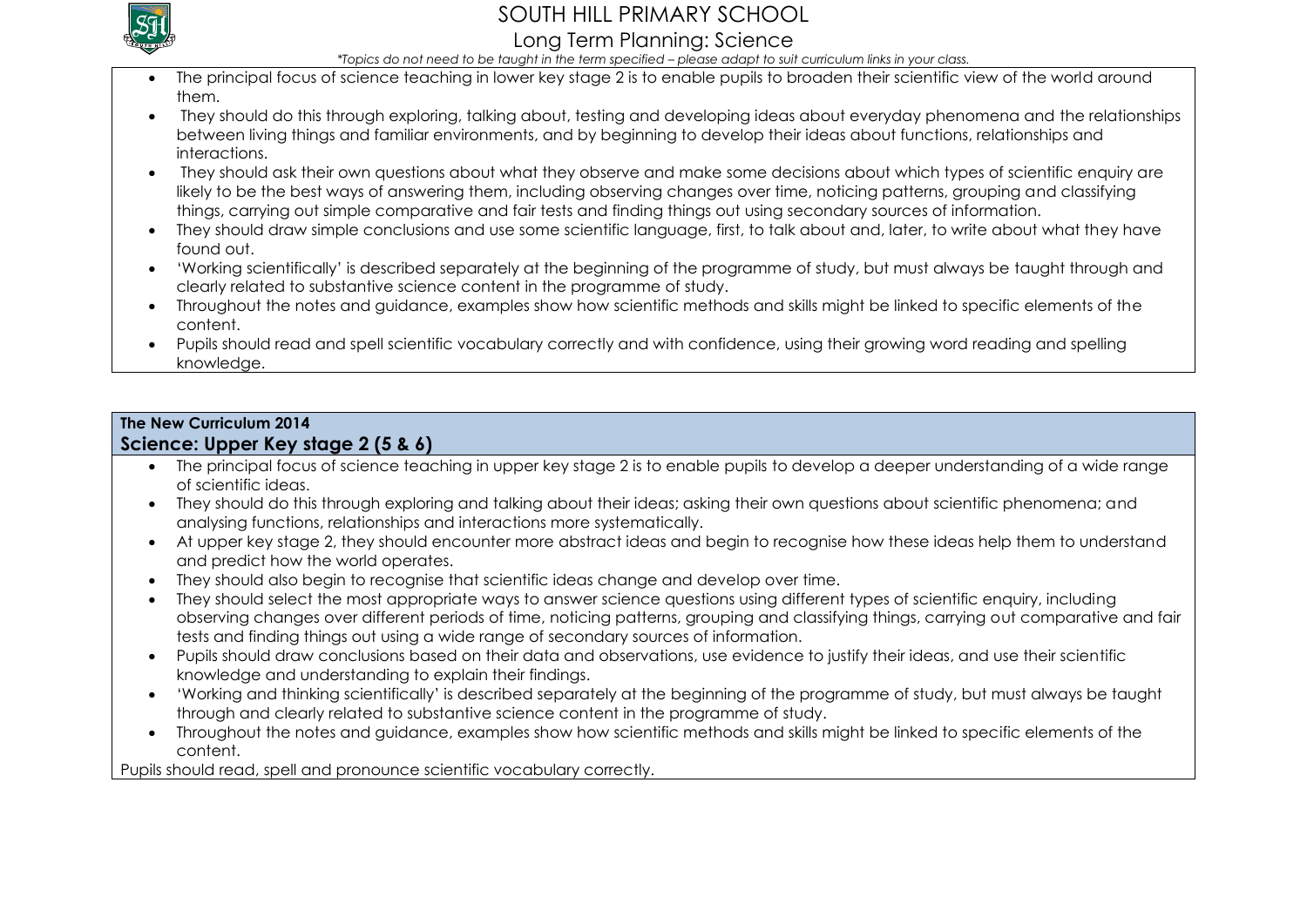- The principal focus of science teaching in lower key stage 2 is to enable pupils to broaden their scientific view of the world around them.
- They should do this through exploring, talking about, testing and developing ideas about everyday phenomena and the relationships between living things and familiar environments, and by beginning to develop their ideas about functions, relationships and interactions.
- They should ask their own questions about what they observe and make some decisions about which types of scientific enquiry are likely to be the best ways of answering them, including observing changes over time, noticing patterns, grouping and classifying things, carrying out simple comparative and fair tests and finding things out using secondary sources of information.
- They should draw simple conclusions and use some scientific language, first, to talk about and, later, to write about what they have found out.
- 'Working scientifically' is described separately at the beginning of the programme of study, but must always be taught through and clearly related to substantive science content in the programme of study.
- Throughout the notes and guidance, examples show how scientific methods and skills might be linked to specific elements of the content.
- Pupils should read and spell scientific vocabulary correctly and with confidence, using their growing word reading and spelling knowledge.

**The New Curriculum 2014**

**Science: Upper Key stage 2 (5 & 6)**

- The principal focus of science teaching in upper key stage 2 is to enable pupils to develop a deeper understanding of a wide range of scientific ideas.
- They should do this through exploring and talking about their ideas; asking their own questions about scientific phenomena; and analysing functions, relationships and interactions more systematically.
- At upper key stage 2, they should encounter more abstract ideas and begin to recognise how these ideas help them to understand and predict how the world operates.
- They should also begin to recognise that scientific ideas change and develop over time.
- They should select the most appropriate ways to answer science questions using different types of scientific enquiry, including observing changes over different periods of time, noticing patterns, grouping and classifying things, carrying out comparative and fair tests and finding things out using a wide range of secondary sources of information.
- Pupils should draw conclusions based on their data and observations, use evidence to justify their ideas, and use their scientific knowledge and understanding to explain their findings.
- 'Working and thinking scientifically' is described separately at the beginning of the programme of study, but must always be taught through and clearly related to substantive science content in the programme of study.
- Throughout the notes and guidance, examples show how scientific methods and skills might be linked to specific elements of the content.

Pupils should read, spell and pronounce scientific vocabulary correctly.